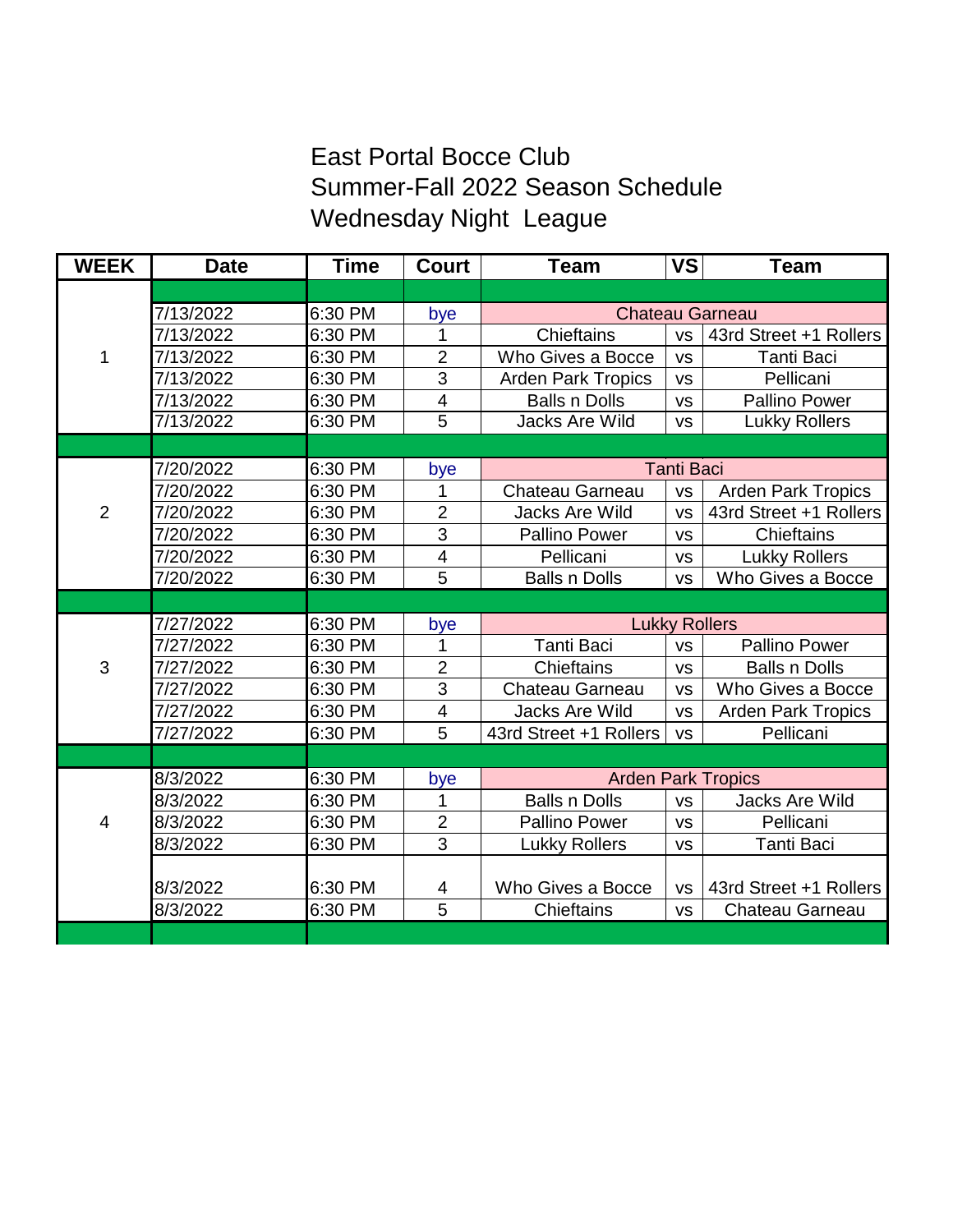East Portal Bocce Club
Summer-Fall 2022 Season Schedule
Wednesday Night League

| WEEK | Date | Time | Court | Team | VS | Team |
|---|---|---|---|---|---|---|
| | | | | | | |
| 1 | 7/13/2022 | 6:30 PM | bye | Chateau Garneau | | |
| | 7/13/2022 | 6:30 PM | 1 | Chieftains | vs | 43rd Street +1 Rollers |
| | 7/13/2022 | 6:30 PM | 2 | Who Gives a Bocce | vs | Tanti Baci |
| | 7/13/2022 | 6:30 PM | 3 | Arden Park Tropics | vs | Pellicani |
| | 7/13/2022 | 6:30 PM | 4 | Balls n Dolls | vs | Pallino Power |
| | 7/13/2022 | 6:30 PM | 5 | Jacks Are Wild | vs | Lukky Rollers |
| | | | | | | |
| 2 | 7/20/2022 | 6:30 PM | bye | Tanti Baci | | |
| | 7/20/2022 | 6:30 PM | 1 | Chateau Garneau | vs | Arden Park Tropics |
| | 7/20/2022 | 6:30 PM | 2 | Jacks Are Wild | vs | 43rd Street +1 Rollers |
| | 7/20/2022 | 6:30 PM | 3 | Pallino Power | vs | Chieftains |
| | 7/20/2022 | 6:30 PM | 4 | Pellicani | vs | Lukky Rollers |
| | 7/20/2022 | 6:30 PM | 5 | Balls n Dolls | vs | Who Gives a Bocce |
| | | | | | | |
| 3 | 7/27/2022 | 6:30 PM | bye | Lukky Rollers | | |
| | 7/27/2022 | 6:30 PM | 1 | Tanti Baci | vs | Pallino Power |
| | 7/27/2022 | 6:30 PM | 2 | Chieftains | vs | Balls n Dolls |
| | 7/27/2022 | 6:30 PM | 3 | Chateau Garneau | vs | Who Gives a Bocce |
| | 7/27/2022 | 6:30 PM | 4 | Jacks Are Wild | vs | Arden Park Tropics |
| | 7/27/2022 | 6:30 PM | 5 | 43rd Street +1 Rollers | vs | Pellicani |
| | | | | | | |
| 4 | 8/3/2022 | 6:30 PM | bye | Arden Park Tropics | | |
| | 8/3/2022 | 6:30 PM | 1 | Balls n Dolls | vs | Jacks Are Wild |
| | 8/3/2022 | 6:30 PM | 2 | Pallino Power | vs | Pellicani |
| | 8/3/2022 | 6:30 PM | 3 | Lukky Rollers | vs | Tanti Baci |
| | 8/3/2022 | 6:30 PM | 4 | Who Gives a Bocce | vs | 43rd Street +1 Rollers |
| | 8/3/2022 | 6:30 PM | 5 | Chieftains | vs | Chateau Garneau |
| | | | | | | |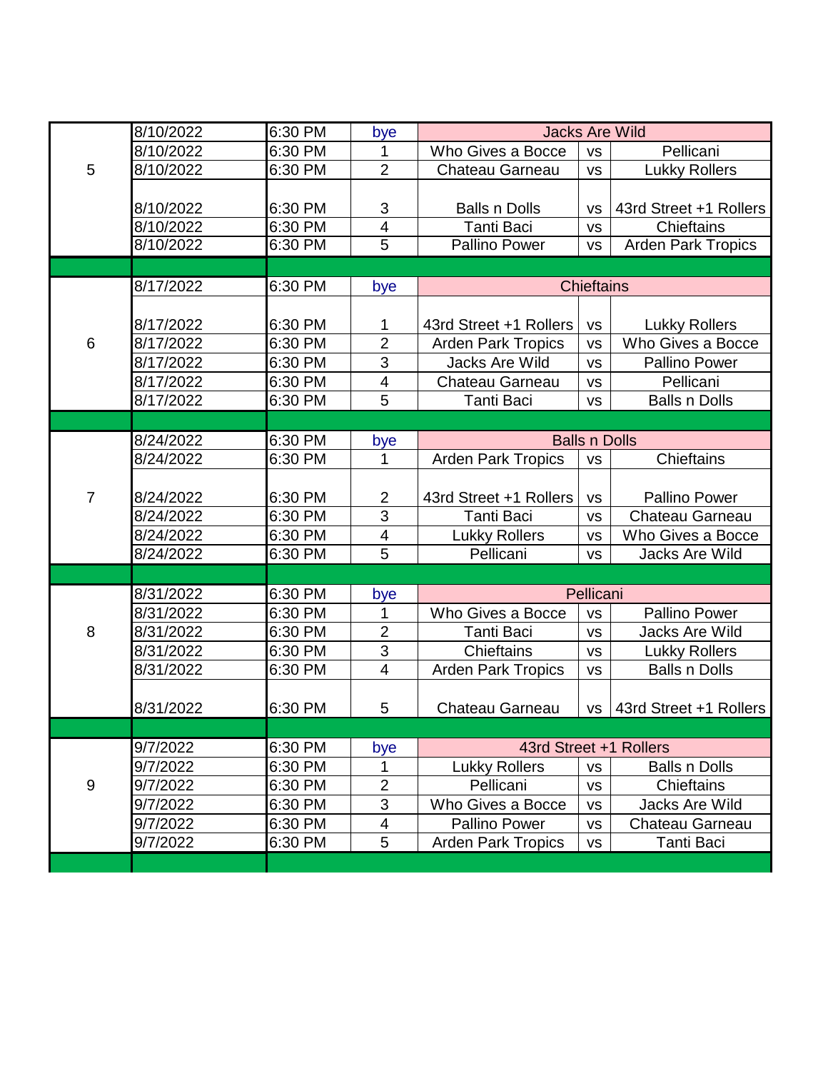| | | | | | | |
|---|---|---|---|---|---|---|
| 5 | 8/10/2022 | 6:30 PM | bye | Jacks Are Wild | | |
| | 8/10/2022 | 6:30 PM | 1 | Who Gives a Bocce | vs | Pellicani |
| | 8/10/2022 | 6:30 PM | 2 | Chateau Garneau | vs | Lukky Rollers |
| | 8/10/2022 | 6:30 PM | 3 | Balls n Dolls | vs | 43rd Street +1 Rollers |
| | 8/10/2022 | 6:30 PM | 4 | Tanti Baci | vs | Chieftains |
| | 8/10/2022 | 6:30 PM | 5 | Pallino Power | vs | Arden Park Tropics |
| 6 | 8/17/2022 | 6:30 PM | bye | Chieftains | | |
| | 8/17/2022 | 6:30 PM | 1 | 43rd Street +1 Rollers | vs | Lukky Rollers |
| | 8/17/2022 | 6:30 PM | 2 | Arden Park Tropics | vs | Who Gives a Bocce |
| | 8/17/2022 | 6:30 PM | 3 | Jacks Are Wild | vs | Pallino Power |
| | 8/17/2022 | 6:30 PM | 4 | Chateau Garneau | vs | Pellicani |
| | 8/17/2022 | 6:30 PM | 5 | Tanti Baci | vs | Balls n Dolls |
| 7 | 8/24/2022 | 6:30 PM | bye | Balls n Dolls | | |
| | 8/24/2022 | 6:30 PM | 1 | Arden Park Tropics | vs | Chieftains |
| | 8/24/2022 | 6:30 PM | 2 | 43rd Street +1 Rollers | vs | Pallino Power |
| | 8/24/2022 | 6:30 PM | 3 | Tanti Baci | vs | Chateau Garneau |
| | 8/24/2022 | 6:30 PM | 4 | Lukky Rollers | vs | Who Gives a Bocce |
| | 8/24/2022 | 6:30 PM | 5 | Pellicani | vs | Jacks Are Wild |
| 8 | 8/31/2022 | 6:30 PM | bye | Pellicani | | |
| | 8/31/2022 | 6:30 PM | 1 | Who Gives a Bocce | vs | Pallino Power |
| | 8/31/2022 | 6:30 PM | 2 | Tanti Baci | vs | Jacks Are Wild |
| | 8/31/2022 | 6:30 PM | 3 | Chieftains | vs | Lukky Rollers |
| | 8/31/2022 | 6:30 PM | 4 | Arden Park Tropics | vs | Balls n Dolls |
| | 8/31/2022 | 6:30 PM | 5 | Chateau Garneau | vs | 43rd Street +1 Rollers |
| 9 | 9/7/2022 | 6:30 PM | bye | 43rd Street +1 Rollers | | |
| | 9/7/2022 | 6:30 PM | 1 | Lukky Rollers | vs | Balls n Dolls |
| | 9/7/2022 | 6:30 PM | 2 | Pellicani | vs | Chieftains |
| | 9/7/2022 | 6:30 PM | 3 | Who Gives a Bocce | vs | Jacks Are Wild |
| | 9/7/2022 | 6:30 PM | 4 | Pallino Power | vs | Chateau Garneau |
| | 9/7/2022 | 6:30 PM | 5 | Arden Park Tropics | vs | Tanti Baci |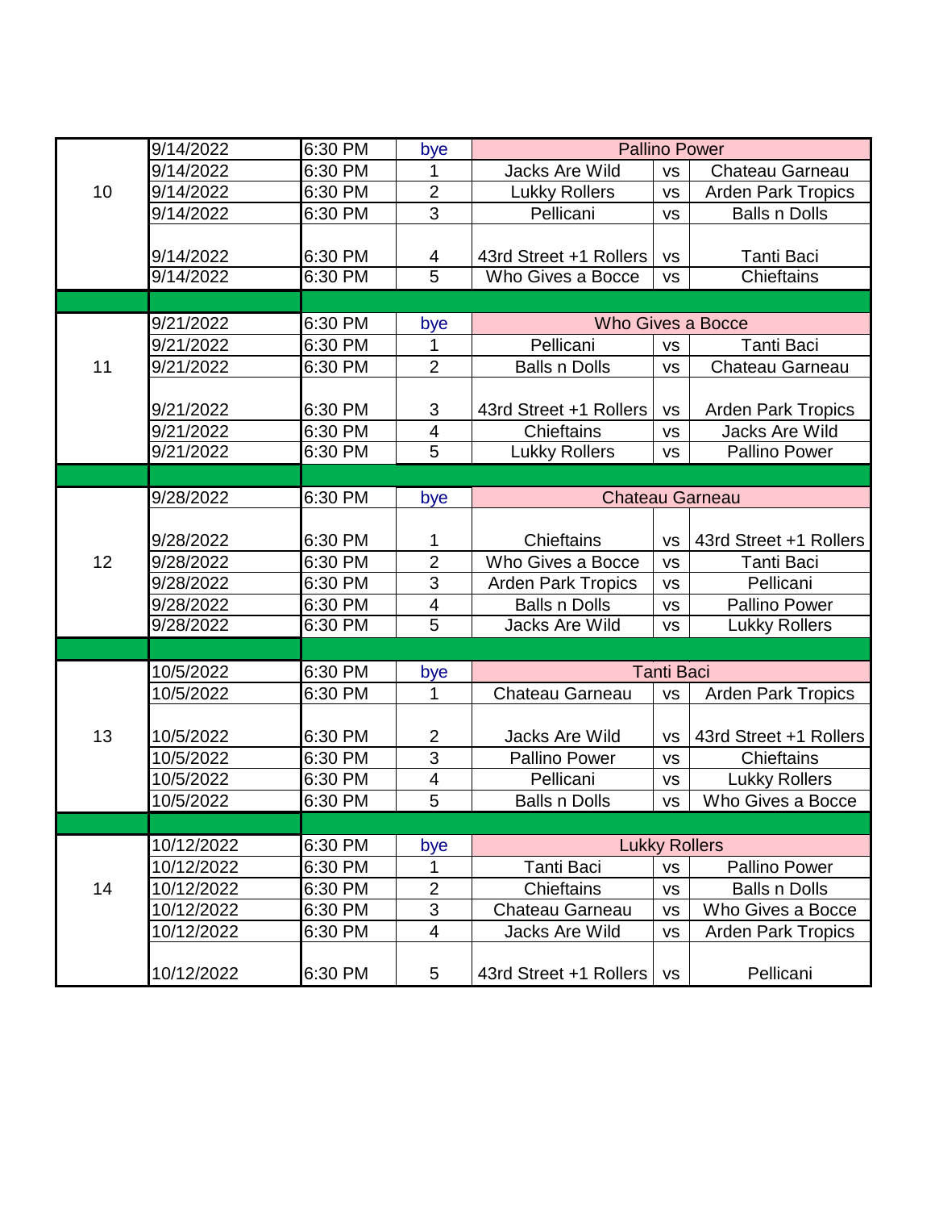| | | | | | | |
|---|---|---|---|---|---|---|
| 10 | 9/14/2022 | 6:30 PM | bye | Pallino Power | | |
| | 9/14/2022 | 6:30 PM | 1 | Jacks Are Wild | vs | Chateau Garneau |
| | 9/14/2022 | 6:30 PM | 2 | Lukky Rollers | vs | Arden Park Tropics |
| | 9/14/2022 | 6:30 PM | 3 | Pellicani | vs | Balls n Dolls |
| | 9/14/2022 | 6:30 PM | 4 | 43rd Street +1 Rollers | vs | Tanti Baci |
| | 9/14/2022 | 6:30 PM | 5 | Who Gives a Bocce | vs | Chieftains |
| | | | | | | |
| 11 | 9/21/2022 | 6:30 PM | bye | Who Gives a Bocce | | |
| | 9/21/2022 | 6:30 PM | 1 | Pellicani | vs | Tanti Baci |
| | 9/21/2022 | 6:30 PM | 2 | Balls n Dolls | vs | Chateau Garneau |
| | 9/21/2022 | 6:30 PM | 3 | 43rd Street +1 Rollers | vs | Arden Park Tropics |
| | 9/21/2022 | 6:30 PM | 4 | Chieftains | vs | Jacks Are Wild |
| | 9/21/2022 | 6:30 PM | 5 | Lukky Rollers | vs | Pallino Power |
| | | | | | | |
| 12 | 9/28/2022 | 6:30 PM | bye | Chateau Garneau | | |
| | 9/28/2022 | 6:30 PM | 1 | Chieftains | vs | 43rd Street +1 Rollers |
| | 9/28/2022 | 6:30 PM | 2 | Who Gives a Bocce | vs | Tanti Baci |
| | 9/28/2022 | 6:30 PM | 3 | Arden Park Tropics | vs | Pellicani |
| | 9/28/2022 | 6:30 PM | 4 | Balls n Dolls | vs | Pallino Power |
| | 9/28/2022 | 6:30 PM | 5 | Jacks Are Wild | vs | Lukky Rollers |
| | | | | | | |
| 13 | 10/5/2022 | 6:30 PM | bye | Tanti Baci | | |
| | 10/5/2022 | 6:30 PM | 1 | Chateau Garneau | vs | Arden Park Tropics |
| | 10/5/2022 | 6:30 PM | 2 | Jacks Are Wild | vs | 43rd Street +1 Rollers |
| | 10/5/2022 | 6:30 PM | 3 | Pallino Power | vs | Chieftains |
| | 10/5/2022 | 6:30 PM | 4 | Pellicani | vs | Lukky Rollers |
| | 10/5/2022 | 6:30 PM | 5 | Balls n Dolls | vs | Who Gives a Bocce |
| | | | | | | |
| 14 | 10/12/2022 | 6:30 PM | bye | Lukky Rollers | | |
| | 10/12/2022 | 6:30 PM | 1 | Tanti Baci | vs | Pallino Power |
| | 10/12/2022 | 6:30 PM | 2 | Chieftains | vs | Balls n Dolls |
| | 10/12/2022 | 6:30 PM | 3 | Chateau Garneau | vs | Who Gives a Bocce |
| | 10/12/2022 | 6:30 PM | 4 | Jacks Are Wild | vs | Arden Park Tropics |
| | 10/12/2022 | 6:30 PM | 5 | 43rd Street +1 Rollers | vs | Pellicani |